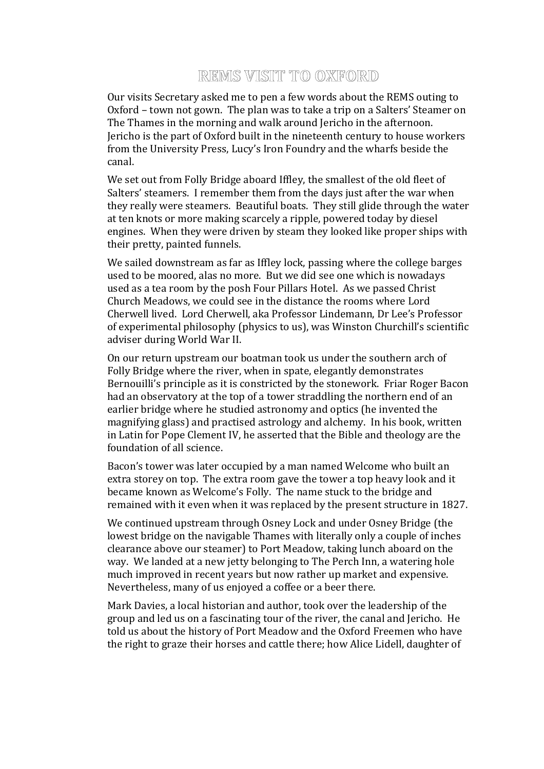# REMS VISIT TO OXFORD

Our visits Secretary asked me to pen a few words about the REMS outing to Oxford – town not gown. The plan was to take a trip on a Salters' Steamer on The Thames in the morning and walk around Jericho in the afternoon. Jericho is the part of Oxford built in the nineteenth century to house workers from the University Press, Lucy's Iron Foundry and the wharfs beside the canal.

We set out from Folly Bridge aboard Iffley, the smallest of the old fleet of Salters' steamers. I remember them from the days just after the war when they really were steamers. Beautiful boats. They still glide through the water at ten knots or more making scarcely a ripple, powered today by diesel engines. When they were driven by steam they looked like proper ships with their pretty, painted funnels.

We sailed downstream as far as Iffley lock, passing where the college barges used to be moored, alas no more. But we did see one which is nowadays used as a tea room by the posh Four Pillars Hotel. As we passed Christ Church Meadows, we could see in the distance the rooms where Lord Cherwell lived. Lord Cherwell, aka Professor Lindemann, Dr Lee's Professor of experimental philosophy (physics to us), was Winston Churchill's scientific adviser during World War II.

On our return upstream our boatman took us under the southern arch of Folly Bridge where the river, when in spate, elegantly demonstrates Bernouilli's principle as it is constricted by the stonework. Friar Roger Bacon had an observatory at the top of a tower straddling the northern end of an earlier bridge where he studied astronomy and optics (he invented the magnifying glass) and practised astrology and alchemy. In his book, written in Latin for Pope Clement IV, he asserted that the Bible and theology are the foundation of all science.

Bacon's tower was later occupied by a man named Welcome who built an extra storey on top. The extra room gave the tower a top heavy look and it became known as Welcome's Folly. The name stuck to the bridge and remained with it even when it was replaced by the present structure in 1827.

We continued upstream through Osney Lock and under Osney Bridge (the lowest bridge on the navigable Thames with literally only a couple of inches clearance above our steamer) to Port Meadow, taking lunch aboard on the way. We landed at a new jetty belonging to The Perch Inn, a watering hole much improved in recent years but now rather up market and expensive. Nevertheless, many of us enjoyed a coffee or a beer there.

Mark Davies, a local historian and author, took over the leadership of the group and led us on a fascinating tour of the river, the canal and Jericho. He told us about the history of Port Meadow and the Oxford Freemen who have the right to graze their horses and cattle there; how Alice Lidell, daughter of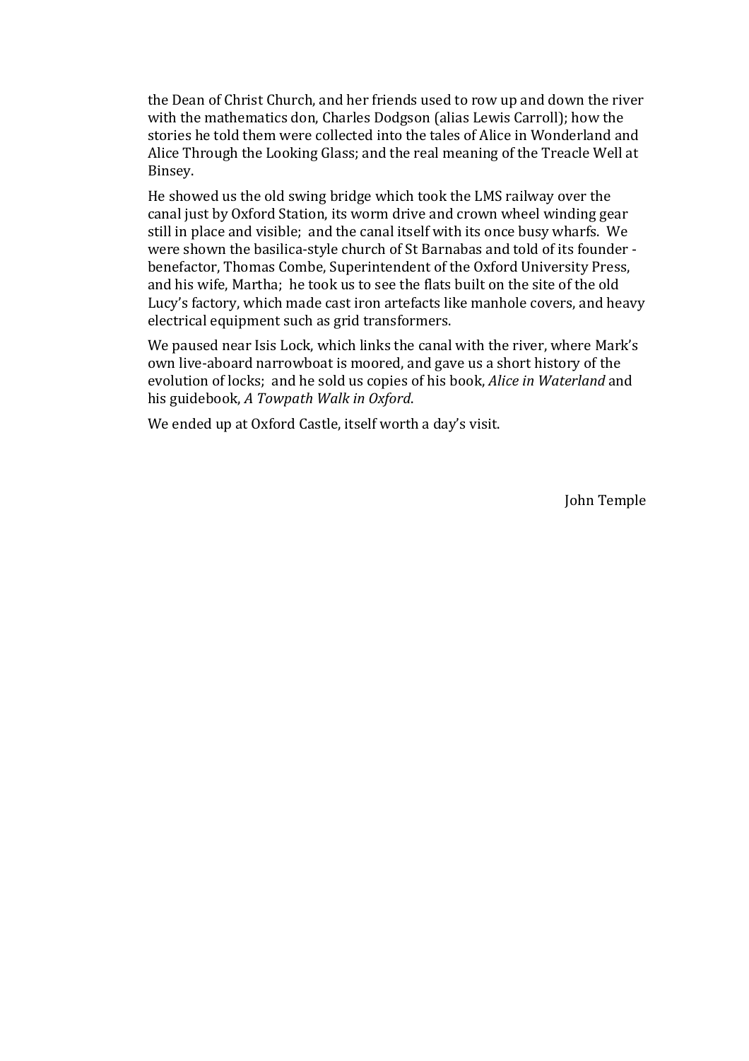the Dean of Christ Church, and her friends used to row up and down the river with the mathematics don, Charles Dodgson (alias Lewis Carroll); how the stories he told them were collected into the tales of Alice in Wonderland and Alice Through the Looking Glass; and the real meaning of the Treacle Well at Binsey.

He showed us the old swing bridge which took the LMS railway over the canal just by Oxford Station, its worm drive and crown wheel winding gear still in place and visible; and the canal itself with its once busy wharfs. We were shown the basilica-style church of St Barnabas and told of its founder - benefactor, Thomas Combe, Superintendent of the Oxford University Press, and his wife, Martha; he took us to see the flats built on the site of the old Lucy's factory, which made cast iron artefacts like manhole covers, and heavy electrical equipment such as grid transformers.

We paused near Isis Lock, which links the canal with the river, where Mark's own live-aboard narrowboat is moored, and gave us a short history of the evolution of locks; and he sold us copies of his book, *Alice in Waterland* and his guidebook, *A Towpath Walk in Oxford*.

We ended up at Oxford Castle, itself worth a day's visit.

John Temple